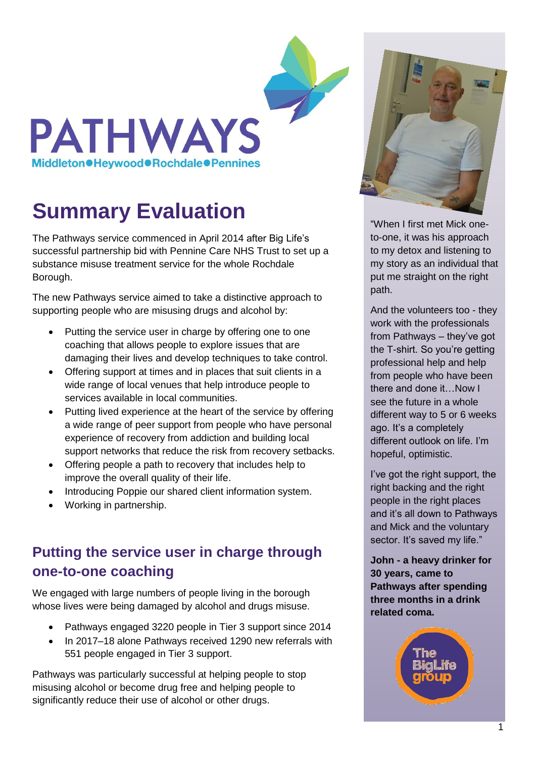# PATHWAYS

Middleton●Heywood●Rochdale●Pennines

# Summary Evaluation

The Pathways service commenced in April 2014 after Big Life's successful partnership bid with Pennine Care NHS Trust to set up a substance misuse treatment service for the whole Rochdale Borough.

The new Pathways service aimed to take a distinctive approach to supporting people who are misusing drugs and alcohol by:

- Putting the service user in charge by offering one to one coaching that allows people to explore issues that are damaging their lives and develop techniques to take control.
- Offering support at times and in places that suit clients in a wide range of local venues that help introduce people to services available in local communities.
- Putting lived experience at the heart of the service by offering a wide range of peer support from people who have personal experience of recovery from addiction and building local support networks that reduce the risk from recovery setbacks.
- Offering people a path to recovery that includes help to improve the overall quality of their life.
- Introducing Poppie our shared client information system.
- Working in partnership.

## Putting the service user in charge through one-to-one coaching

We engaged with large numbers of people living in the borough whose lives were being damaged by alcohol and drugs misuse.

- Pathways engaged 3220 people in Tier 3 support since 2014
- In 2017–18 alone Pathways received 1290 new referrals with 551 people engaged in Tier 3 support.

Pathways was particularly successful at helping people to stop misusing alcohol or become drug free and helping people to significantly reduce their use of alcohol or other drugs.

"When I first met Mick one-to-one, it was his approach to my detox and listening to my story as an individual that put me straight on the right path.

And the volunteers too - they work with the professionals from Pathways – they've got the T-shirt. So you're getting professional help and help from people who have been there and done it…Now I see the future in a whole different way to 5 or 6 weeks ago. It's a completely different outlook on life. I'm hopeful, optimistic.

I've got the right support, the right backing and the right people in the right places and it's all down to Pathways and Mick and the voluntary sector. It's saved my life."

**John - a heavy drinker for 30 years, came to Pathways after spending three months in a drink related coma.**

The BigLife group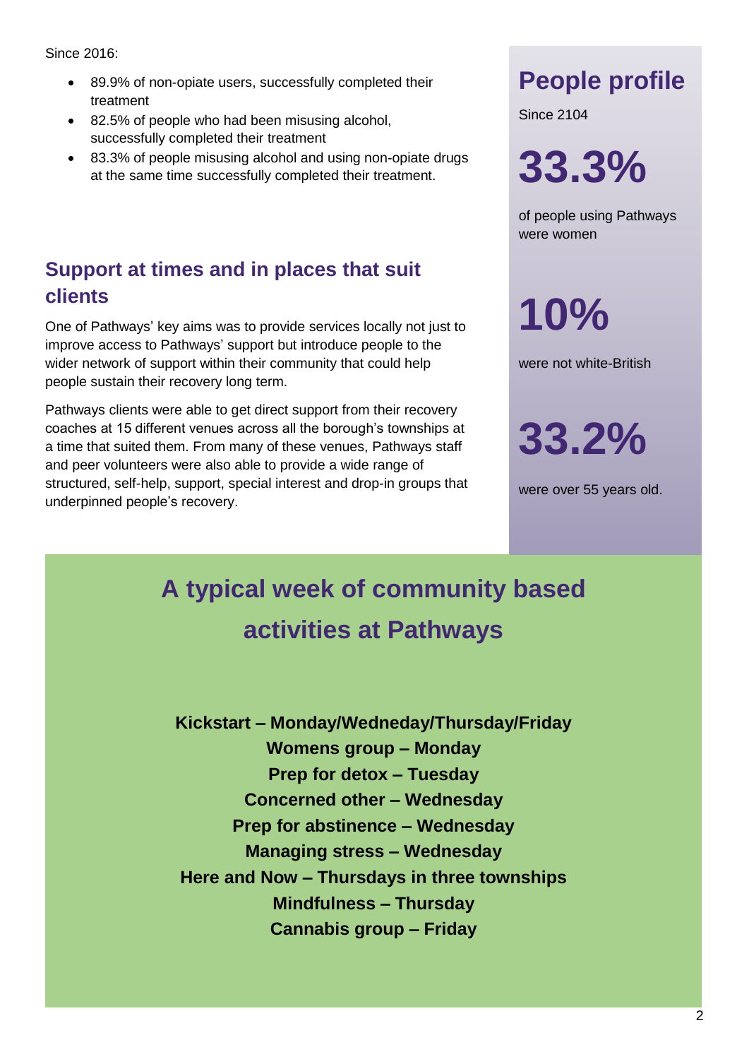Since 2016:

- 89.9% of non-opiate users, successfully completed their treatment
- 82.5% of people who had been misusing alcohol, successfully completed their treatment
- 83.3% of people misusing alcohol and using non-opiate drugs at the same time successfully completed their treatment.

## Support at times and in places that suit clients

One of Pathways' key aims was to provide services locally not just to improve access to Pathways' support but introduce people to the wider network of support within their community that could help people sustain their recovery long term.

Pathways clients were able to get direct support from their recovery coaches at 15 different venues across all the borough's townships at a time that suited them. From many of these venues, Pathways staff and peer volunteers were also able to provide a wide range of structured, self-help, support, special interest and drop-in groups that underpinned people's recovery.

## People profile

Since 2104

**33.3%**

of people using Pathways were women

**10%**

were not white-British

**33.2%**

were over 55 years old.

## A typical week of community based activities at Pathways

**Kickstart – Monday/Wedneday/Thursday/Friday**
**Womens group – Monday**
**Prep for detox – Tuesday**
**Concerned other – Wednesday**
**Prep for abstinence – Wednesday**
**Managing stress – Wednesday**
**Here and Now – Thursdays in three townships**
**Mindfulness – Thursday**
**Cannabis group – Friday**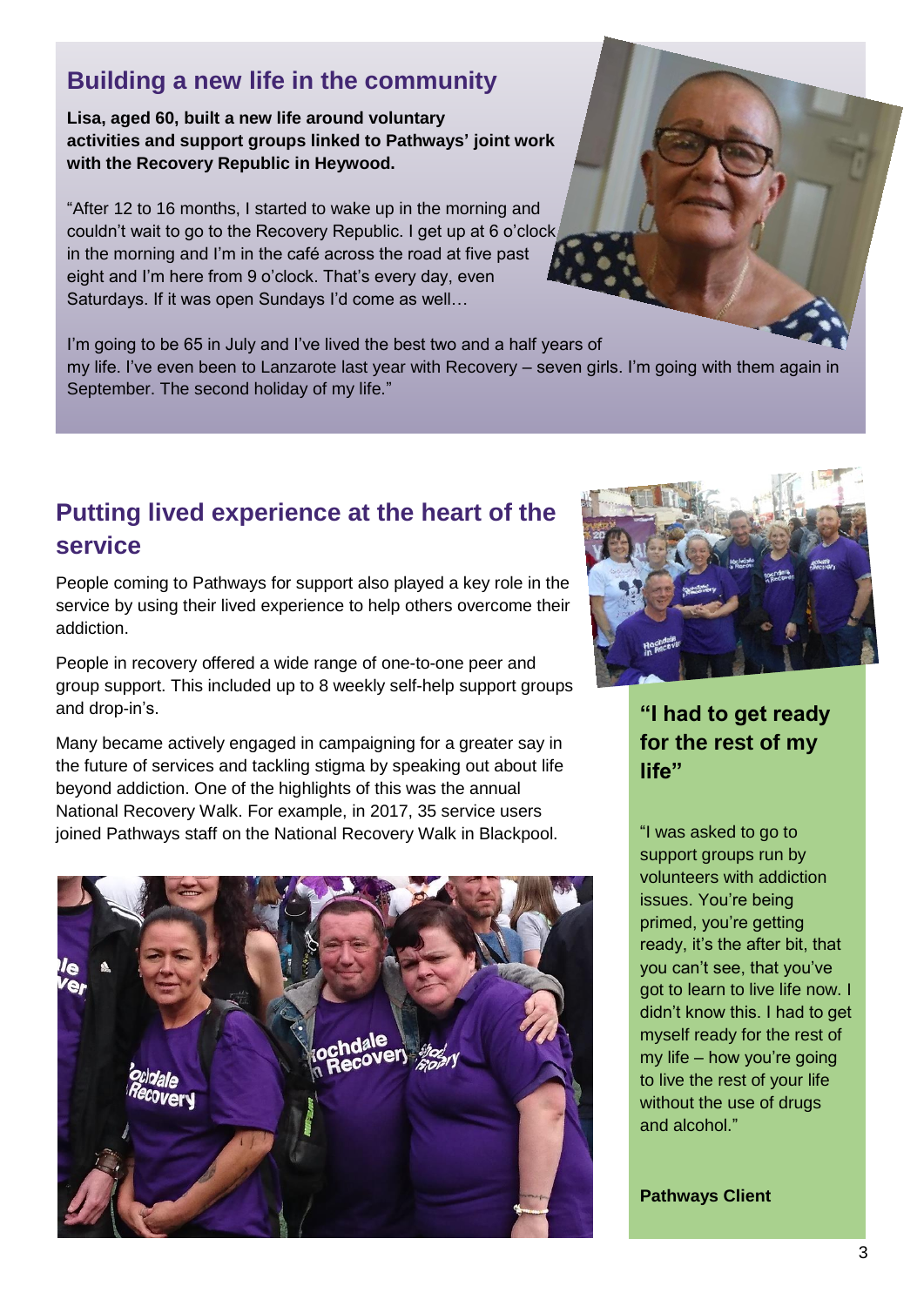## Building a new life in the community

**Lisa, aged 60, built a new life around voluntary activities and support groups linked to Pathways' joint work with the Recovery Republic in Heywood.**

"After 12 to 16 months, I started to wake up in the morning and couldn't wait to go to the Recovery Republic. I get up at 6 o'clock in the morning and I'm in the café across the road at five past eight and I'm here from 9 o'clock. That's every day, even Saturdays. If it was open Sundays I'd come as well…

I'm going to be 65 in July and I've lived the best two and a half years of my life. I've even been to Lanzarote last year with Recovery – seven girls. I'm going with them again in September. The second holiday of my life."

## Putting lived experience at the heart of the service

People coming to Pathways for support also played a key role in the service by using their lived experience to help others overcome their addiction.

People in recovery offered a wide range of one-to-one peer and group support. This included up to 8 weekly self-help support groups and drop-in's.

Many became actively engaged in campaigning for a greater say in the future of services and tackling stigma by speaking out about life beyond addiction. One of the highlights of this was the annual National Recovery Walk. For example, in 2017, 35 service users joined Pathways staff on the National Recovery Walk in Blackpool.

### "I had to get ready for the rest of my life"

"I was asked to go to support groups run by volunteers with addiction issues. You're being primed, you're getting ready, it's the after bit, that you can't see, that you've got to learn to live life now. I didn't know this. I had to get myself ready for the rest of my life – how you're going to live the rest of your life without the use of drugs and alcohol."

**Pathways Client**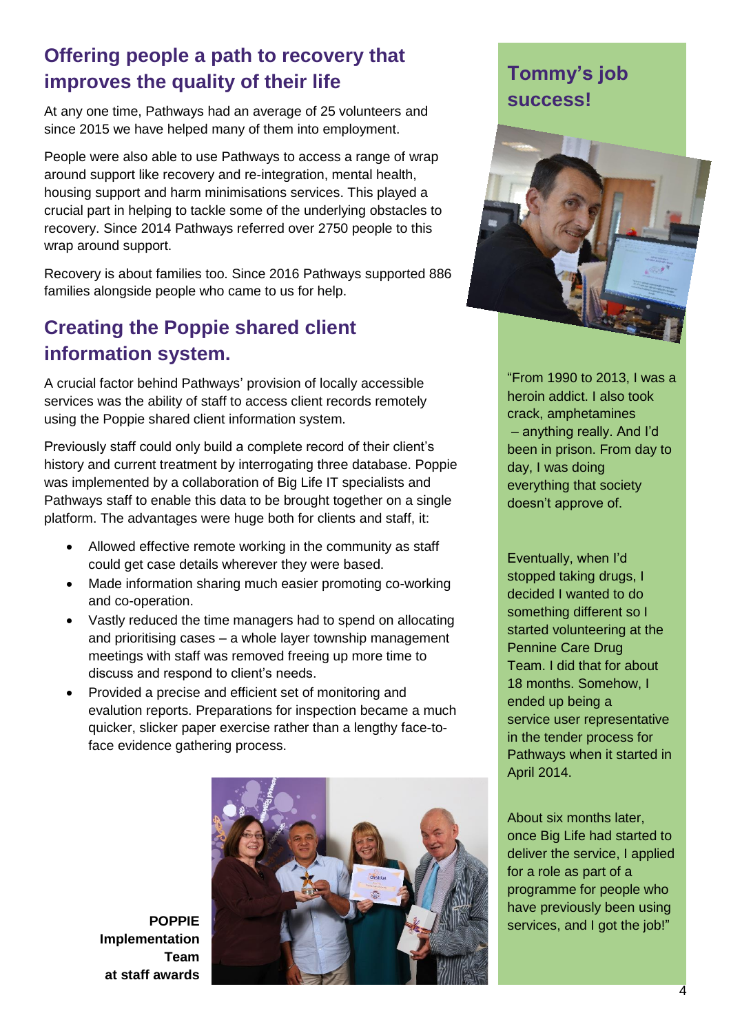## Offering people a path to recovery that improves the quality of their life

At any one time, Pathways had an average of 25 volunteers and since 2015 we have helped many of them into employment.

People were also able to use Pathways to access a range of wrap around support like recovery and re-integration, mental health, housing support and harm minimisations services. This played a crucial part in helping to tackle some of the underlying obstacles to recovery. Since 2014 Pathways referred over 2750 people to this wrap around support.

Recovery is about families too. Since 2016 Pathways supported 886 families alongside people who came to us for help.

## Creating the Poppie shared client information system.

A crucial factor behind Pathways' provision of locally accessible services was the ability of staff to access client records remotely using the Poppie shared client information system.

Previously staff could only build a complete record of their client's history and current treatment by interrogating three database. Poppie was implemented by a collaboration of Big Life IT specialists and Pathways staff to enable this data to be brought together on a single platform. The advantages were huge both for clients and staff, it:

- Allowed effective remote working in the community as staff could get case details wherever they were based.
- Made information sharing much easier promoting co-working and co-operation.
- Vastly reduced the time managers had to spend on allocating and prioritising cases – a whole layer township management meetings with staff was removed freeing up more time to discuss and respond to client's needs.
- Provided a precise and efficient set of monitoring and evalution reports. Preparations for inspection became a much quicker, slicker paper exercise rather than a lengthy face-to-face evidence gathering process.

**POPPIE Implementation Team at staff awards**

## Tommy's job success!

"From 1990 to 2013, I was a heroin addict. I also took crack, amphetamines – anything really. And I'd been in prison. From day to day, I was doing everything that society doesn't approve of.

Eventually, when I'd stopped taking drugs, I decided I wanted to do something different so I started volunteering at the Pennine Care Drug Team. I did that for about 18 months. Somehow, I ended up being a service user representative in the tender process for Pathways when it started in April 2014.

About six months later, once Big Life had started to deliver the service, I applied for a role as part of a programme for people who have previously been using services, and I got the job!"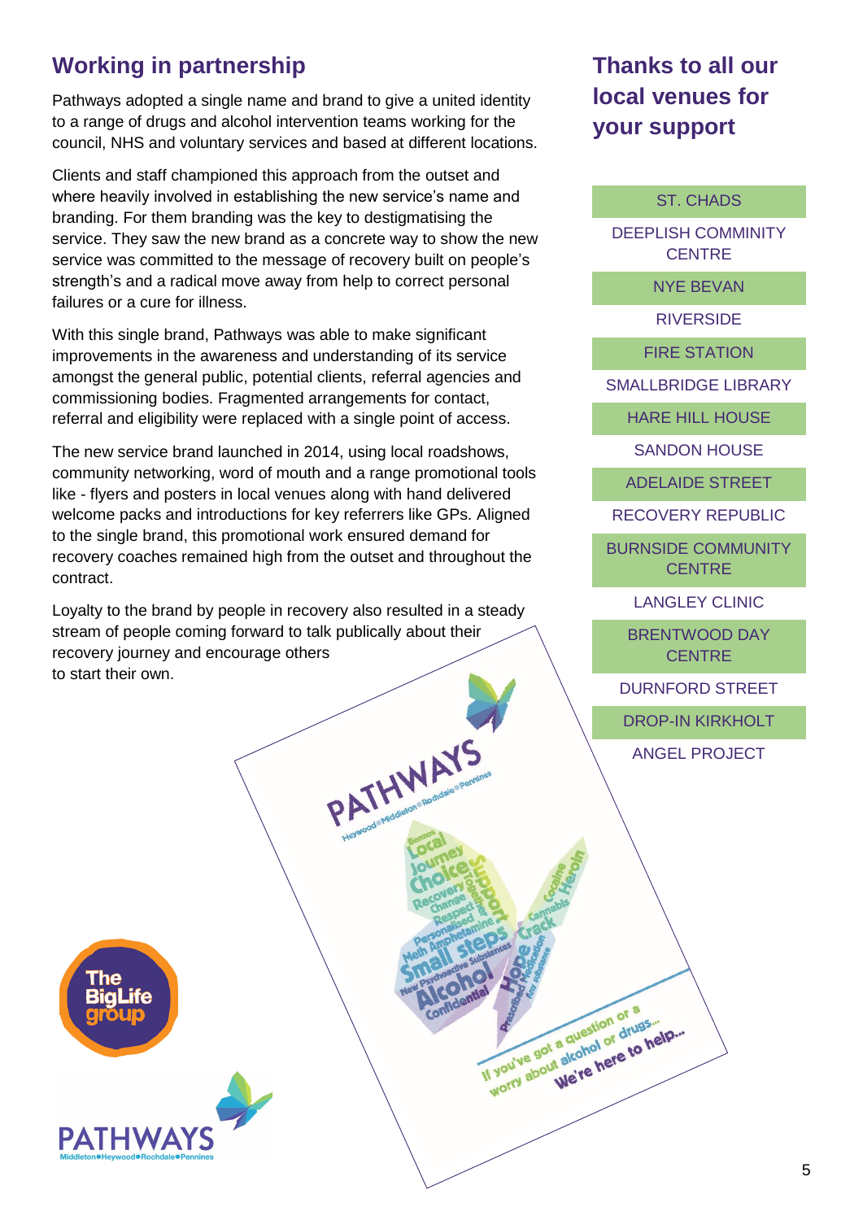## Working in partnership

Pathways adopted a single name and brand to give a united identity to a range of drugs and alcohol intervention teams working for the council, NHS and voluntary services and based at different locations.

Clients and staff championed this approach from the outset and where heavily involved in establishing the new service's name and branding. For them branding was the key to destigmatising the service. They saw the new brand as a concrete way to show the new service was committed to the message of recovery built on people's strength's and a radical move away from help to correct personal failures or a cure for illness.

With this single brand, Pathways was able to make significant improvements in the awareness and understanding of its service amongst the general public, potential clients, referral agencies and commissioning bodies. Fragmented arrangements for contact, referral and eligibility were replaced with a single point of access.

The new service brand launched in 2014, using local roadshows, community networking, word of mouth and a range promotional tools like - flyers and posters in local venues along with hand delivered welcome packs and introductions for key referrers like GPs. Aligned to the single brand, this promotional work ensured demand for recovery coaches remained high from the outset and throughout the contract.

Loyalty to the brand by people in recovery also resulted in a steady stream of people coming forward to talk publically about their recovery journey and encourage others to start their own.

## Thanks to all our local venues for your support

- ST. CHADS
- DEEPLISH COMMINITY CENTRE
- NYE BEVAN
- RIVERSIDE
- FIRE STATION
- SMALLBRIDGE LIBRARY
- HARE HILL HOUSE
- SANDON HOUSE
- ADELAIDE STREET
- RECOVERY REPUBLIC
- BURNSIDE COMMUNITY CENTRE
- LANGLEY CLINIC
- BRENTWOOD DAY CENTRE
- DURNFORD STREET
- DROP-IN KIRKHOLT
- ANGEL PROJECT